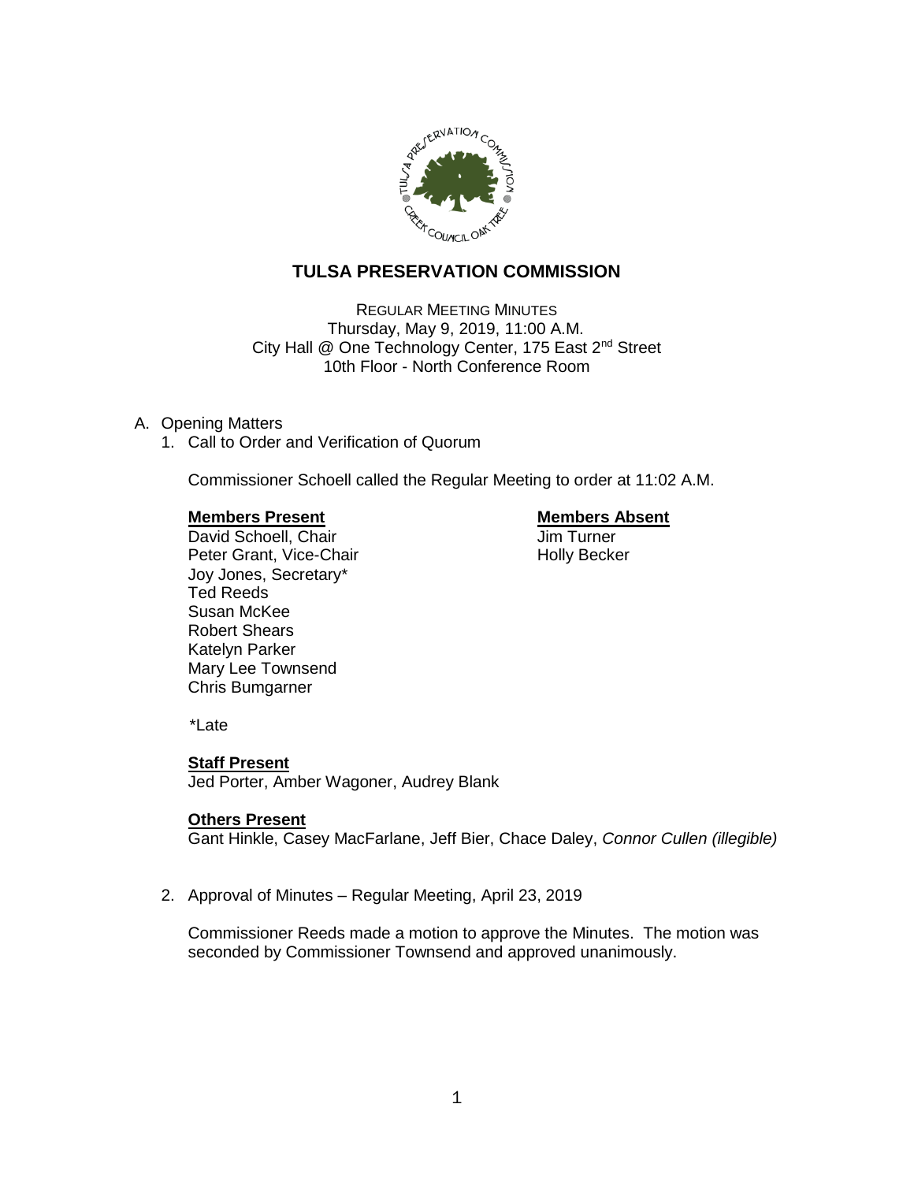# TULSA PRESERVATION COMMISSION

REGULAR MEETING MINUTES
Thursday, May 9, 2019, 11:00 A.M.
City Hall @ One Technology Center, 175 East 2nd Street
10th Floor - North Conference Room

A. Opening Matters

1. Call to Order and Verification of Quorum

   Commissioner Schoell called the Regular Meeting to order at 11:02 A.M.

   **Members Present**
   David Schoell, Chair
   Peter Grant, Vice-Chair
   Joy Jones, Secretary*
   Ted Reeds
   Susan McKee
   Robert Shears
   Katelyn Parker
   Mary Lee Townsend
   Chris Bumgarner

   **Members Absent**
   Jim Turner
   Holly Becker

   *Late

   **Staff Present**
   Jed Porter, Amber Wagoner, Audrey Blank

   **Others Present**
   Gant Hinkle, Casey MacFarlane, Jeff Bier, Chace Daley, *Connor Cullen (illegible)*

2. Approval of Minutes – Regular Meeting, April 23, 2019

   Commissioner Reeds made a motion to approve the Minutes. The motion was seconded by Commissioner Townsend and approved unanimously.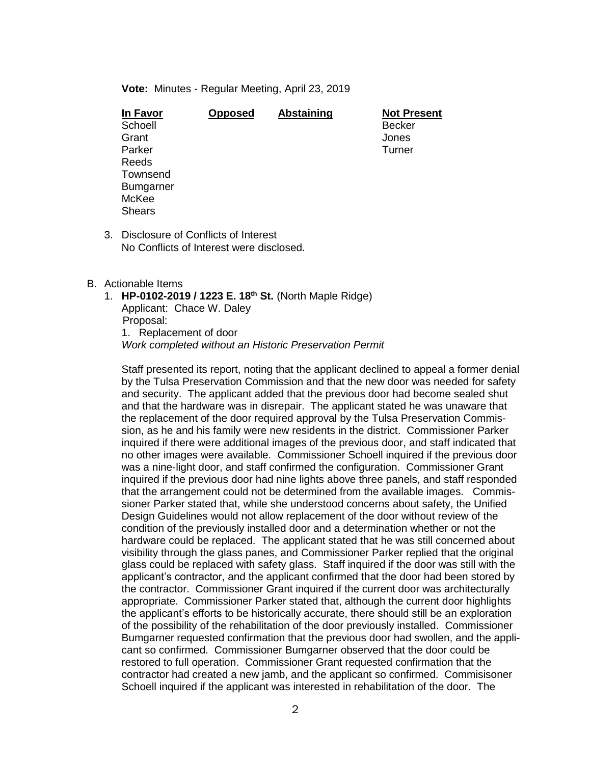**Vote:** Minutes - Regular Meeting, April 23, 2019

| In Favor | Opposed | Abstaining | Not Present |
|---|---|---|---|
| Schoell | | | Becker |
| Grant | | | Jones |
| Parker | | | Turner |
| Reeds | | | |
| Townsend | | | |
| Bumgarner | | | |
| McKee | | | |
| Shears | | | |

3. Disclosure of Conflicts of Interest
   No Conflicts of Interest were disclosed.

B. Actionable Items

1. **HP-0102-2019 / 1223 E. 18th St.** (North Maple Ridge)
   Applicant: Chace W. Daley
   Proposal:
   1. Replacement of door
   *Work completed without an Historic Preservation Permit*

   Staff presented its report, noting that the applicant declined to appeal a former denial by the Tulsa Preservation Commission and that the new door was needed for safety and security. The applicant added that the previous door had become sealed shut and that the hardware was in disrepair. The applicant stated he was unaware that the replacement of the door required approval by the Tulsa Preservation Commission, as he and his family were new residents in the district. Commissioner Parker inquired if there were additional images of the previous door, and staff indicated that no other images were available. Commissioner Schoell inquired if the previous door was a nine-light door, and staff confirmed the configuration. Commissioner Grant inquired if the previous door had nine lights above three panels, and staff responded that the arrangement could not be determined from the available images. Commissioner Parker stated that, while she understood concerns about safety, the Unified Design Guidelines would not allow replacement of the door without review of the condition of the previously installed door and a determination whether or not the hardware could be replaced. The applicant stated that he was still concerned about visibility through the glass panes, and Commissioner Parker replied that the original glass could be replaced with safety glass. Staff inquired if the door was still with the applicant's contractor, and the applicant confirmed that the door had been stored by the contractor. Commissioner Grant inquired if the current door was architecturally appropriate. Commissioner Parker stated that, although the current door highlights the applicant's efforts to be historically accurate, there should still be an exploration of the possibility of the rehabilitation of the door previously installed. Commissioner Bumgarner requested confirmation that the previous door had swollen, and the applicant so confirmed. Commissioner Bumgarner observed that the door could be restored to full operation. Commissioner Grant requested confirmation that the contractor had created a new jamb, and the applicant so confirmed. Commisisoner Schoell inquired if the applicant was interested in rehabilitation of the door. The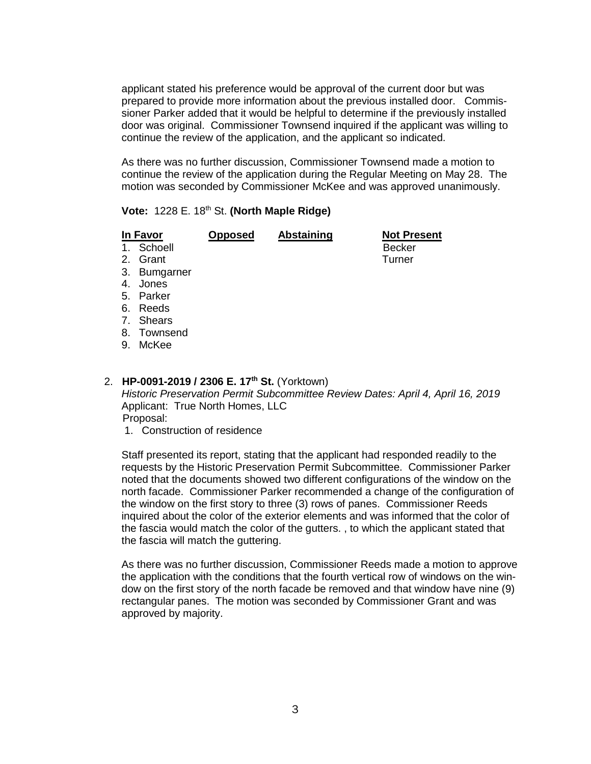applicant stated his preference would be approval of the current door but was prepared to provide more information about the previous installed door. Commissioner Parker added that it would be helpful to determine if the previously installed door was original. Commissioner Townsend inquired if the applicant was willing to continue the review of the application, and the applicant so indicated.

As there was no further discussion, Commissioner Townsend made a motion to continue the review of the application during the Regular Meeting on May 28. The motion was seconded by Commissioner McKee and was approved unanimously.

**Vote:** 1228 E. 18th St. **(North Maple Ridge)**

| In Favor | Opposed | Abstaining | Not Present |
|---|---|---|---|
| 1. Schoell | | | Becker |
| 2. Grant | | | Turner |
| 3. Bumgarner | | | |
| 4. Jones | | | |
| 5. Parker | | | |
| 6. Reeds | | | |
| 7. Shears | | | |
| 8. Townsend | | | |
| 9. McKee | | | |

2. **HP-0091-2019 / 2306 E. 17th St.** (Yorktown)
   *Historic Preservation Permit Subcommittee Review Dates: April 4, April 16, 2019*
   Applicant: True North Homes, LLC
   Proposal:
   1. Construction of residence

   Staff presented its report, stating that the applicant had responded readily to the requests by the Historic Preservation Permit Subcommittee. Commissioner Parker noted that the documents showed two different configurations of the window on the north facade. Commissioner Parker recommended a change of the configuration of the window on the first story to three (3) rows of panes. Commissioner Reeds inquired about the color of the exterior elements and was informed that the color of the fascia would match the color of the gutters. , to which the applicant stated that the fascia will match the guttering.

   As there was no further discussion, Commissioner Reeds made a motion to approve the application with the conditions that the fourth vertical row of windows on the window on the first story of the north facade be removed and that window have nine (9) rectangular panes. The motion was seconded by Commissioner Grant and was approved by majority.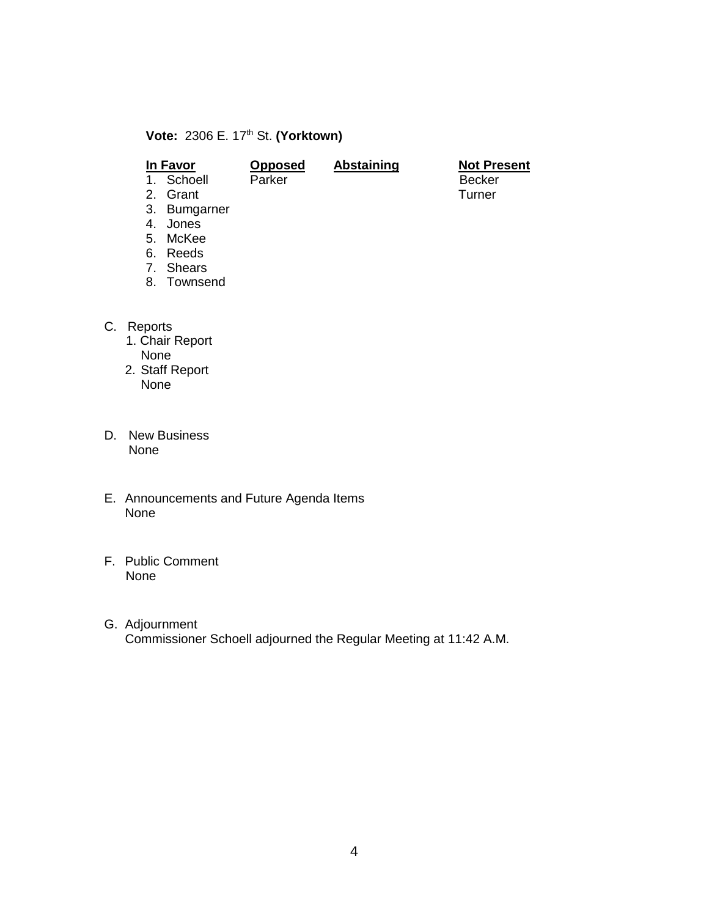**Vote:** 2306 E. 17th St. **(Yorktown)**

| In Favor | Opposed | Abstaining | Not Present |
|---|---|---|---|
| 1. Schoell | Parker | | Becker |
| 2. Grant | | | Turner |
| 3. Bumgarner | | | |
| 4. Jones | | | |
| 5. McKee | | | |
| 6. Reeds | | | |
| 7. Shears | | | |
| 8. Townsend | | | |

C. Reports
   1. Chair Report
      None
   2. Staff Report
      None

D. New Business
   None

E. Announcements and Future Agenda Items
   None

F. Public Comment
   None

G. Adjournment
   Commissioner Schoell adjourned the Regular Meeting at 11:42 A.M.